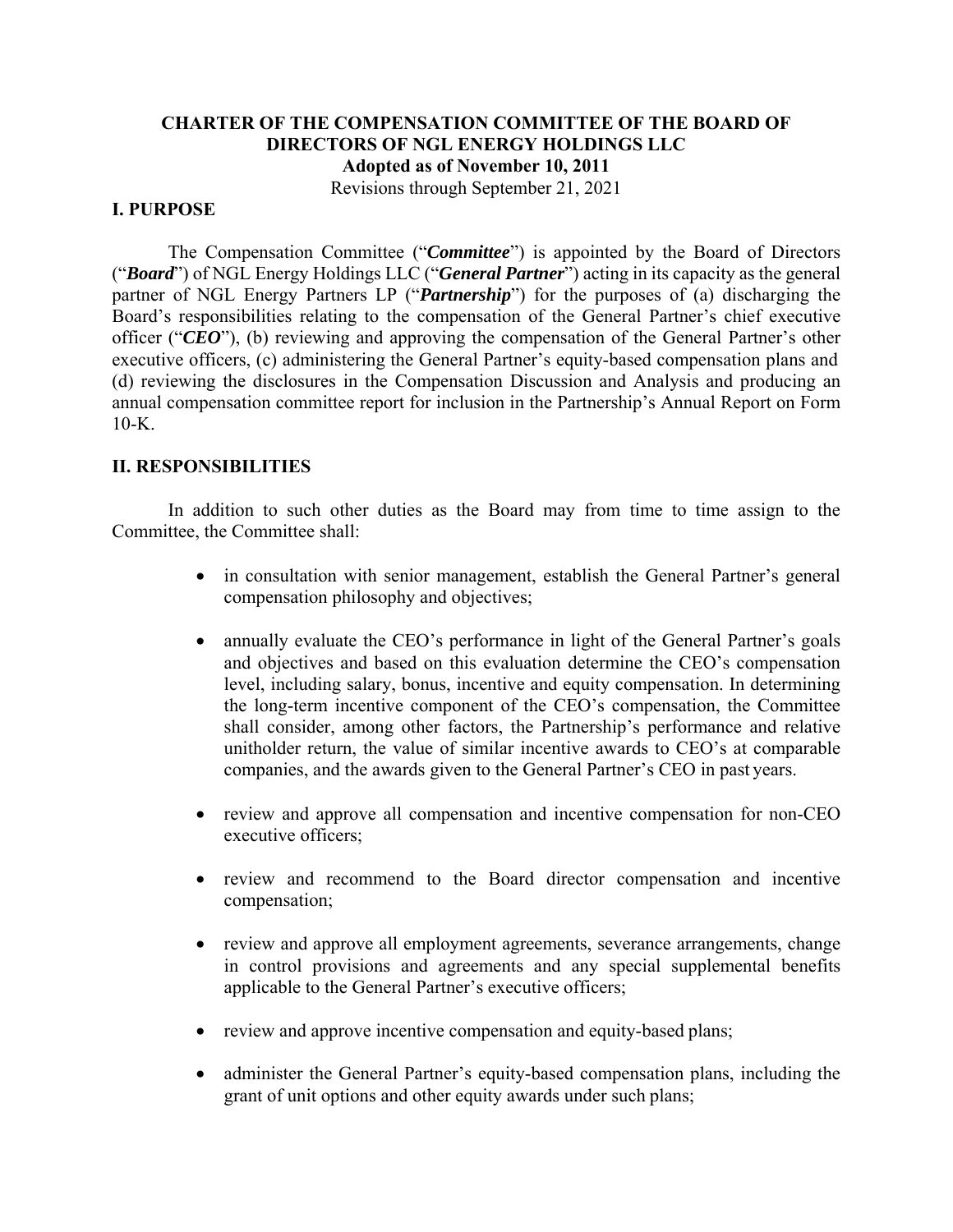# CHARTER OF THE COMPENSATION COMMITTEE OF THE BOARD OF DIRECTORS OF NGL ENERGY HOLDINGS LLC

**Adopted as of November 10, 2011**

Revisions through September 21, 2021

## I. PURPOSE

The Compensation Committee ("***Committee***") is appointed by the Board of Directors ("***Board***") of NGL Energy Holdings LLC ("***General Partner***") acting in its capacity as the general partner of NGL Energy Partners LP ("***Partnership***") for the purposes of (a) discharging the Board's responsibilities relating to the compensation of the General Partner's chief executive officer ("***CEO***"), (b) reviewing and approving the compensation of the General Partner's other executive officers, (c) administering the General Partner's equity-based compensation plans and (d) reviewing the disclosures in the Compensation Discussion and Analysis and producing an annual compensation committee report for inclusion in the Partnership's Annual Report on Form 10-K.

## II. RESPONSIBILITIES

In addition to such other duties as the Board may from time to time assign to the Committee, the Committee shall:

- in consultation with senior management, establish the General Partner's general compensation philosophy and objectives;
- annually evaluate the CEO's performance in light of the General Partner's goals and objectives and based on this evaluation determine the CEO's compensation level, including salary, bonus, incentive and equity compensation. In determining the long-term incentive component of the CEO's compensation, the Committee shall consider, among other factors, the Partnership's performance and relative unitholder return, the value of similar incentive awards to CEO's at comparable companies, and the awards given to the General Partner's CEO in past years.
- review and approve all compensation and incentive compensation for non-CEO executive officers;
- review and recommend to the Board director compensation and incentive compensation;
- review and approve all employment agreements, severance arrangements, change in control provisions and agreements and any special supplemental benefits applicable to the General Partner's executive officers;
- review and approve incentive compensation and equity-based plans;
- administer the General Partner's equity-based compensation plans, including the grant of unit options and other equity awards under such plans;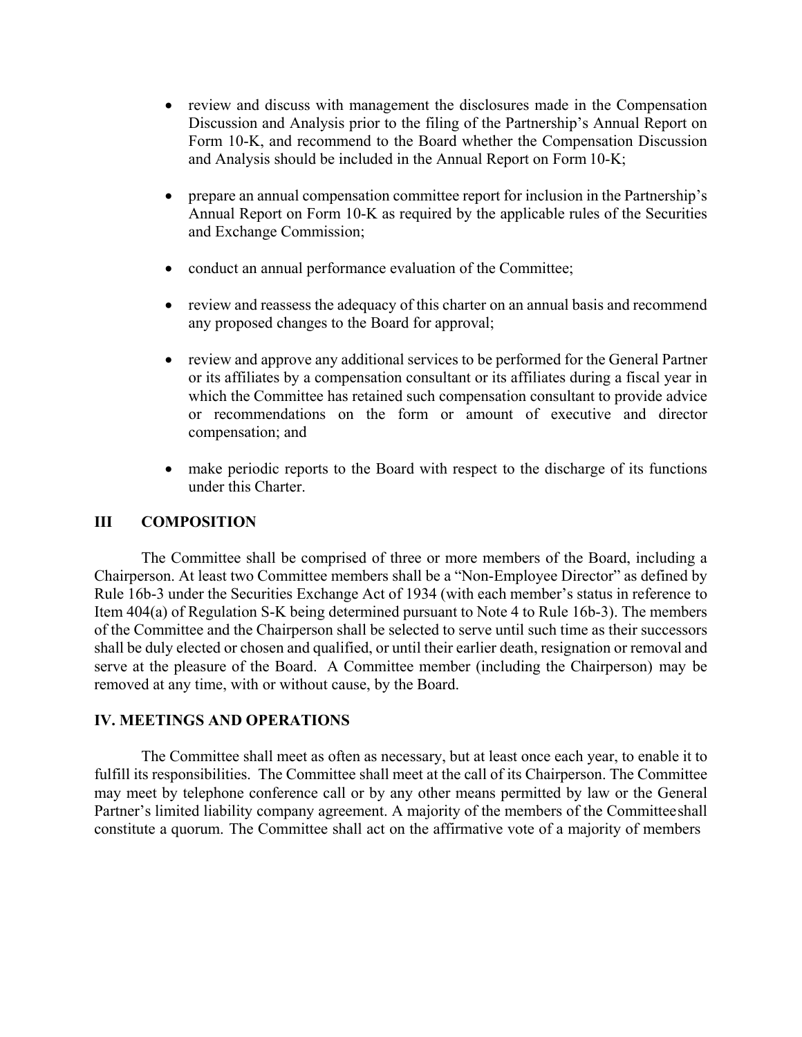- review and discuss with management the disclosures made in the Compensation Discussion and Analysis prior to the filing of the Partnership's Annual Report on Form 10-K, and recommend to the Board whether the Compensation Discussion and Analysis should be included in the Annual Report on Form 10-K;

- prepare an annual compensation committee report for inclusion in the Partnership's Annual Report on Form 10-K as required by the applicable rules of the Securities and Exchange Commission;

- conduct an annual performance evaluation of the Committee;

- review and reassess the adequacy of this charter on an annual basis and recommend any proposed changes to the Board for approval;

- review and approve any additional services to be performed for the General Partner or its affiliates by a compensation consultant or its affiliates during a fiscal year in which the Committee has retained such compensation consultant to provide advice or recommendations on the form or amount of executive and director compensation; and

- make periodic reports to the Board with respect to the discharge of its functions under this Charter.

## III COMPOSITION

The Committee shall be comprised of three or more members of the Board, including a Chairperson. At least two Committee members shall be a "Non-Employee Director" as defined by Rule 16b-3 under the Securities Exchange Act of 1934 (with each member's status in reference to Item 404(a) of Regulation S-K being determined pursuant to Note 4 to Rule 16b-3). The members of the Committee and the Chairperson shall be selected to serve until such time as their successors shall be duly elected or chosen and qualified, or until their earlier death, resignation or removal and serve at the pleasure of the Board. A Committee member (including the Chairperson) may be removed at any time, with or without cause, by the Board.

## IV. MEETINGS AND OPERATIONS

The Committee shall meet as often as necessary, but at least once each year, to enable it to fulfill its responsibilities. The Committee shall meet at the call of its Chairperson. The Committee may meet by telephone conference call or by any other means permitted by law or the General Partner's limited liability company agreement. A majority of the members of the Committee shall constitute a quorum. The Committee shall act on the affirmative vote of a majority of members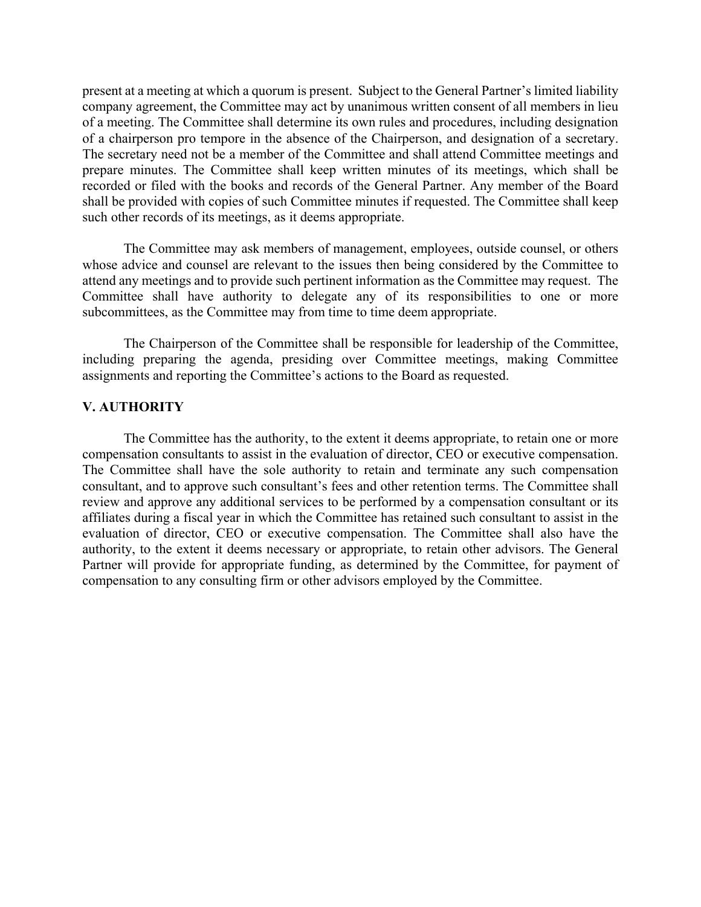present at a meeting at which a quorum is present. Subject to the General Partner's limited liability company agreement, the Committee may act by unanimous written consent of all members in lieu of a meeting. The Committee shall determine its own rules and procedures, including designation of a chairperson pro tempore in the absence of the Chairperson, and designation of a secretary. The secretary need not be a member of the Committee and shall attend Committee meetings and prepare minutes. The Committee shall keep written minutes of its meetings, which shall be recorded or filed with the books and records of the General Partner. Any member of the Board shall be provided with copies of such Committee minutes if requested. The Committee shall keep such other records of its meetings, as it deems appropriate.

The Committee may ask members of management, employees, outside counsel, or others whose advice and counsel are relevant to the issues then being considered by the Committee to attend any meetings and to provide such pertinent information as the Committee may request. The Committee shall have authority to delegate any of its responsibilities to one or more subcommittees, as the Committee may from time to time deem appropriate.

The Chairperson of the Committee shall be responsible for leadership of the Committee, including preparing the agenda, presiding over Committee meetings, making Committee assignments and reporting the Committee's actions to the Board as requested.

## V. AUTHORITY

The Committee has the authority, to the extent it deems appropriate, to retain one or more compensation consultants to assist in the evaluation of director, CEO or executive compensation. The Committee shall have the sole authority to retain and terminate any such compensation consultant, and to approve such consultant's fees and other retention terms. The Committee shall review and approve any additional services to be performed by a compensation consultant or its affiliates during a fiscal year in which the Committee has retained such consultant to assist in the evaluation of director, CEO or executive compensation. The Committee shall also have the authority, to the extent it deems necessary or appropriate, to retain other advisors. The General Partner will provide for appropriate funding, as determined by the Committee, for payment of compensation to any consulting firm or other advisors employed by the Committee.